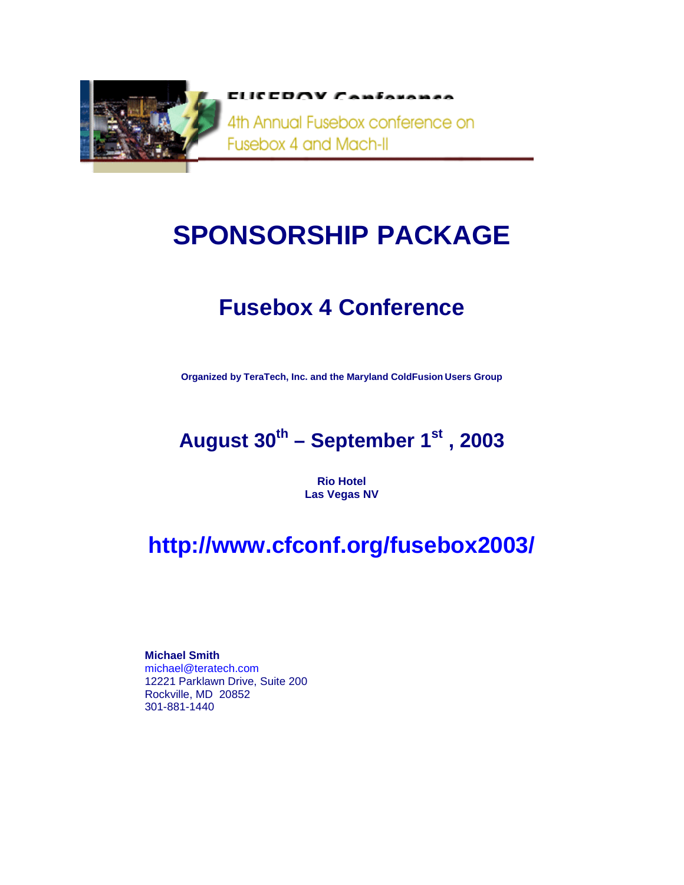FUSEBOX Conference

4th Annual Fusebox conference on Fusebox 4 and Mach-II

# SPONSORSHIP PACKAGE

## Fusebox 4 Conference

**Organized by TeraTech, Inc. and the Maryland ColdFusion Users Group**

## August 30th – September 1st , 2003

**Rio Hotel**
**Las Vegas NV**

## http://www.cfconf.org/fusebox2003/

**Michael Smith**
michael@teratech.com
12221 Parklawn Drive, Suite 200
Rockville, MD 20852
301-881-1440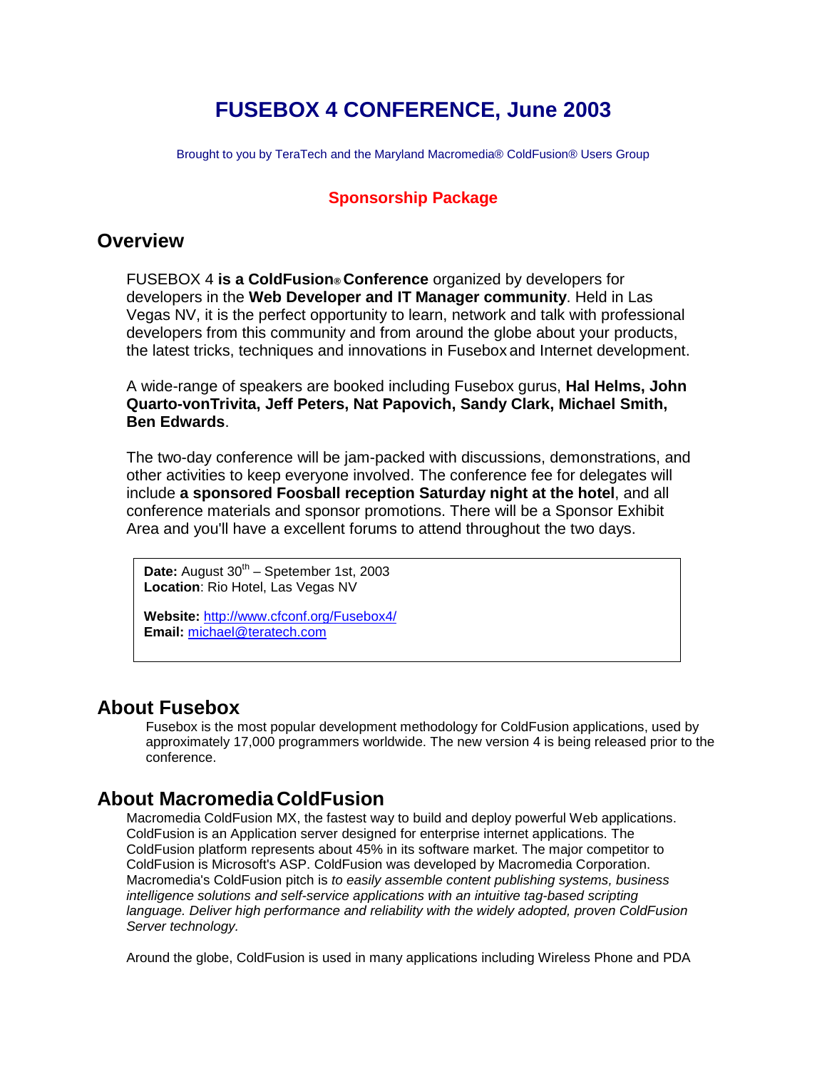# FUSEBOX 4 CONFERENCE, June 2003

Brought to you by TeraTech and the Maryland Macromedia® ColdFusion® Users Group

**Sponsorship Package**

## Overview

FUSEBOX 4 **is a ColdFusion® Conference** organized by developers for developers in the **Web Developer and IT Manager community**. Held in Las Vegas NV, it is the perfect opportunity to learn, network and talk with professional developers from this community and from around the globe about your products, the latest tricks, techniques and innovations in Fusebox and Internet development.

A wide-range of speakers are booked including Fusebox gurus, **Hal Helms, John Quarto-vonTrivita, Jeff Peters, Nat Papovich, Sandy Clark, Michael Smith, Ben Edwards**.

The two-day conference will be jam-packed with discussions, demonstrations, and other activities to keep everyone involved. The conference fee for delegates will include **a sponsored Foosball reception Saturday night at the hotel**, and all conference materials and sponsor promotions. There will be a Sponsor Exhibit Area and you'll have a excellent forums to attend throughout the two days.

**Date:** August 30th – Spetember 1st, 2003
**Location**: Rio Hotel, Las Vegas NV

**Website:** http://www.cfconf.org/Fusebox4/
**Email:** michael@teratech.com

## About Fusebox

Fusebox is the most popular development methodology for ColdFusion applications, used by approximately 17,000 programmers worldwide. The new version 4 is being released prior to the conference.

## About Macromedia ColdFusion

Macromedia ColdFusion MX, the fastest way to build and deploy powerful Web applications. ColdFusion is an Application server designed for enterprise internet applications. The ColdFusion platform represents about 45% in its software market. The major competitor to ColdFusion is Microsoft's ASP. ColdFusion was developed by Macromedia Corporation. Macromedia's ColdFusion pitch is *to easily assemble content publishing systems, business intelligence solutions and self-service applications with an intuitive tag-based scripting language. Deliver high performance and reliability with the widely adopted, proven ColdFusion Server technology.*

Around the globe, ColdFusion is used in many applications including Wireless Phone and PDA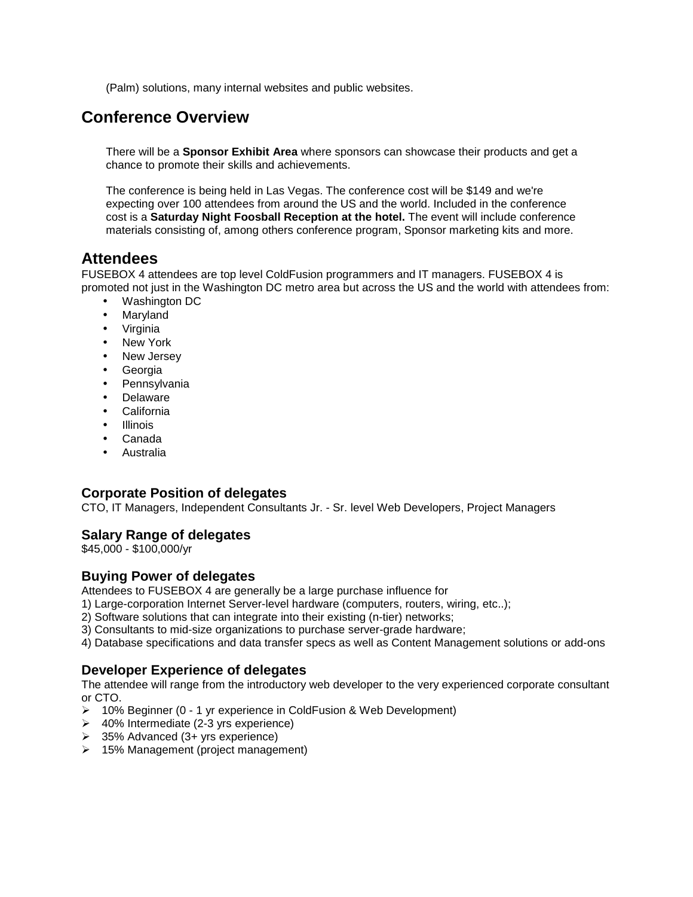(Palm) solutions, many internal websites and public websites.

## Conference Overview

There will be a **Sponsor Exhibit Area** where sponsors can showcase their products and get a chance to promote their skills and achievements.

The conference is being held in Las Vegas. The conference cost will be $149 and we're expecting over 100 attendees from around the US and the world. Included in the conference cost is a **Saturday Night Foosball Reception at the hotel.** The event will include conference materials consisting of, among others conference program, Sponsor marketing kits and more.

## Attendees

FUSEBOX 4 attendees are top level ColdFusion programmers and IT managers. FUSEBOX 4 is promoted not just in the Washington DC metro area but across the US and the world with attendees from:

- Washington DC
- Maryland
- Virginia
- New York
- New Jersey
- Georgia
- Pennsylvania
- Delaware
- California
- Illinois
- Canada
- Australia

### Corporate Position of delegates

CTO, IT Managers, Independent Consultants Jr. - Sr. level Web Developers, Project Managers

### Salary Range of delegates

$45,000 - $100,000/yr

### Buying Power of delegates

Attendees to FUSEBOX 4 are generally be a large purchase influence for

1) Large-corporation Internet Server-level hardware (computers, routers, wiring, etc..);
2) Software solutions that can integrate into their existing (n-tier) networks;
3) Consultants to mid-size organizations to purchase server-grade hardware;
4) Database specifications and data transfer specs as well as Content Management solutions or add-ons

### Developer Experience of delegates

The attendee will range from the introductory web developer to the very experienced corporate consultant or CTO.

- 10% Beginner (0 - 1 yr experience in ColdFusion & Web Development)
- 40% Intermediate (2-3 yrs experience)
- 35% Advanced (3+ yrs experience)
- 15% Management (project management)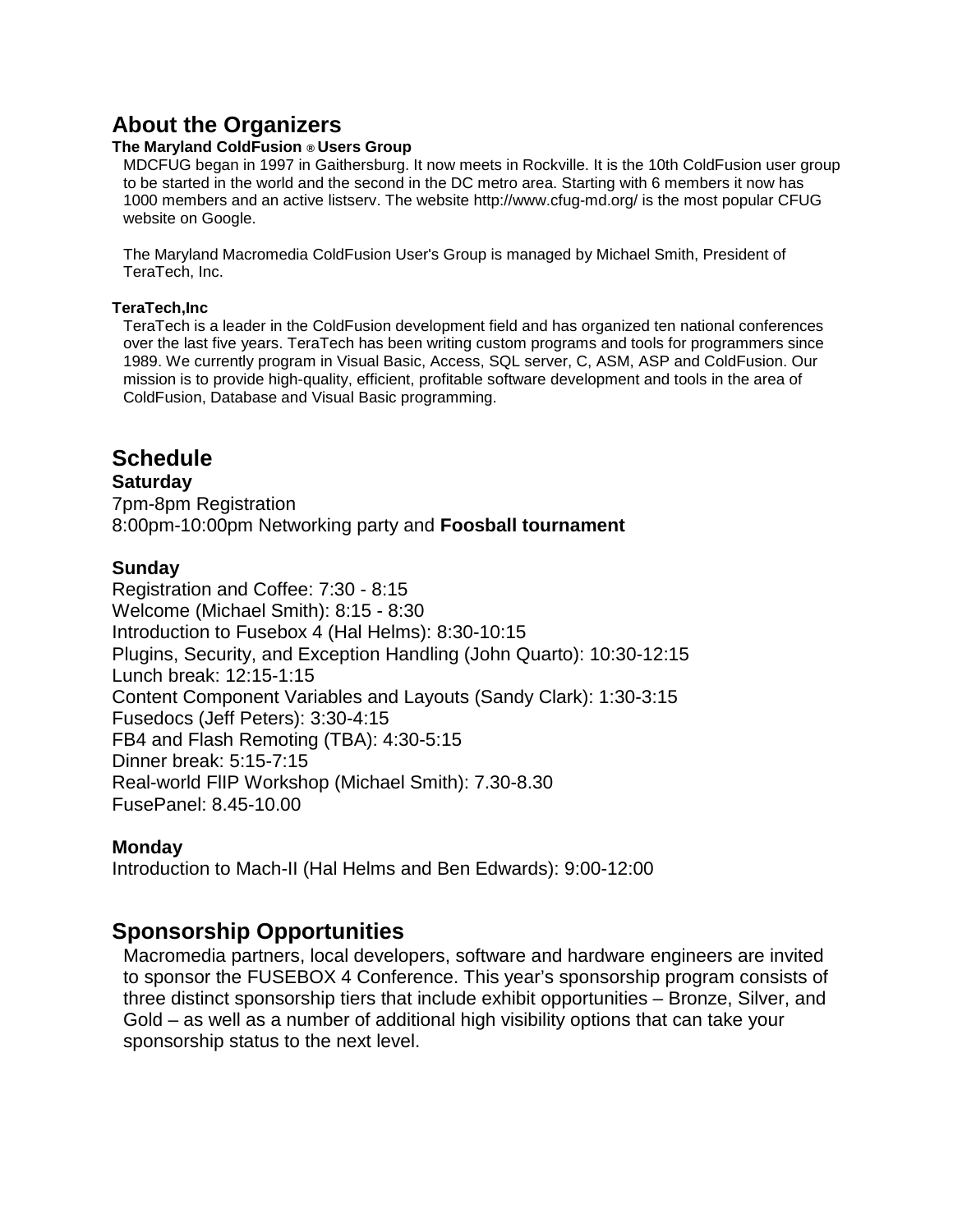## About the Organizers

### The Maryland ColdFusion ® Users Group

MDCFUG began in 1997 in Gaithersburg. It now meets in Rockville. It is the 10th ColdFusion user group to be started in the world and the second in the DC metro area. Starting with 6 members it now has 1000 members and an active listserv. The website http://www.cfug-md.org/ is the most popular CFUG website on Google.

The Maryland Macromedia ColdFusion User's Group is managed by Michael Smith, President of TeraTech, Inc.

### TeraTech,Inc

TeraTech is a leader in the ColdFusion development field and has organized ten national conferences over the last five years. TeraTech has been writing custom programs and tools for programmers since 1989. We currently program in Visual Basic, Access, SQL server, C, ASM, ASP and ColdFusion. Our mission is to provide high-quality, efficient, profitable software development and tools in the area of ColdFusion, Database and Visual Basic programming.

## Schedule

### Saturday

7pm-8pm Registration
8:00pm-10:00pm Networking party and **Foosball tournament**

### Sunday

Registration and Coffee: 7:30 - 8:15
Welcome (Michael Smith): 8:15 - 8:30
Introduction to Fusebox 4 (Hal Helms): 8:30-10:15
Plugins, Security, and Exception Handling (John Quarto): 10:30-12:15
Lunch break: 12:15-1:15
Content Component Variables and Layouts (Sandy Clark): 1:30-3:15
Fusedocs (Jeff Peters): 3:30-4:15
FB4 and Flash Remoting (TBA): 4:30-5:15
Dinner break: 5:15-7:15
Real-world FIIP Workshop (Michael Smith): 7.30-8.30
FusePanel: 8.45-10.00

### Monday

Introduction to Mach-II (Hal Helms and Ben Edwards): 9:00-12:00

## Sponsorship Opportunities

Macromedia partners, local developers, software and hardware engineers are invited to sponsor the FUSEBOX 4 Conference. This year's sponsorship program consists of three distinct sponsorship tiers that include exhibit opportunities – Bronze, Silver, and Gold – as well as a number of additional high visibility options that can take your sponsorship status to the next level.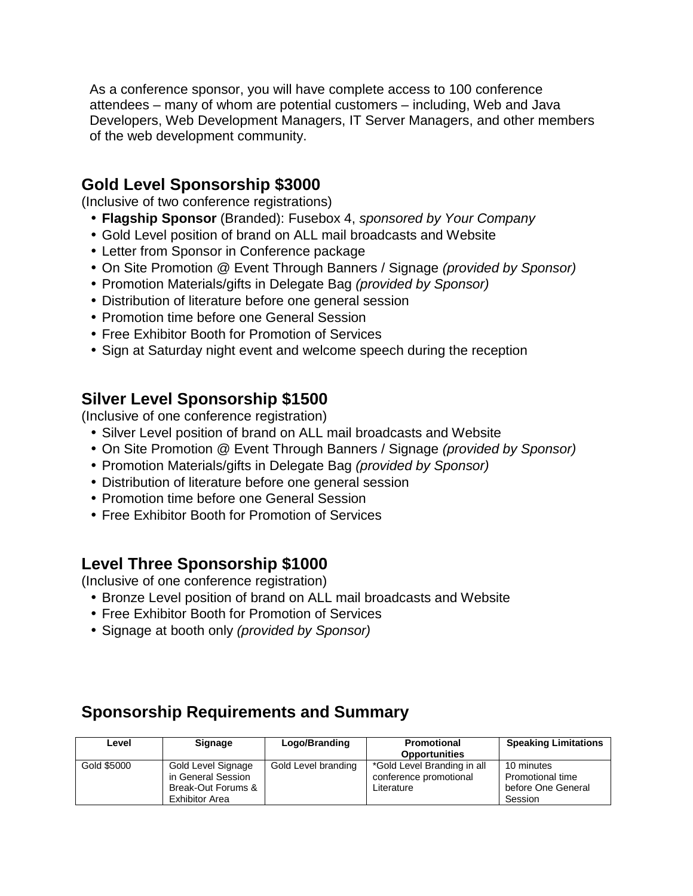As a conference sponsor, you will have complete access to 100 conference attendees – many of whom are potential customers – including, Web and Java Developers, Web Development Managers, IT Server Managers, and other members of the web development community.

## Gold Level Sponsorship $3000

(Inclusive of two conference registrations)

- **Flagship Sponsor** (Branded): Fusebox 4, *sponsored by Your Company*
- Gold Level position of brand on ALL mail broadcasts and Website
- Letter from Sponsor in Conference package
- On Site Promotion @ Event Through Banners / Signage *(provided by Sponsor)*
- Promotion Materials/gifts in Delegate Bag *(provided by Sponsor)*
- Distribution of literature before one general session
- Promotion time before one General Session
- Free Exhibitor Booth for Promotion of Services
- Sign at Saturday night event and welcome speech during the reception

## Silver Level Sponsorship $1500

(Inclusive of one conference registration)

- Silver Level position of brand on ALL mail broadcasts and Website
- On Site Promotion @ Event Through Banners / Signage *(provided by Sponsor)*
- Promotion Materials/gifts in Delegate Bag *(provided by Sponsor)*
- Distribution of literature before one general session
- Promotion time before one General Session
- Free Exhibitor Booth for Promotion of Services

## Level Three Sponsorship $1000

(Inclusive of one conference registration)

- Bronze Level position of brand on ALL mail broadcasts and Website
- Free Exhibitor Booth for Promotion of Services
- Signage at booth only *(provided by Sponsor)*

## Sponsorship Requirements and Summary

| Level | Signage | Logo/Branding | Promotional Opportunities | Speaking Limitations |
|---|---|---|---|---|
| Gold $5000 | Gold Level Signage in General Session Break-Out Forums & Exhibitor Area | Gold Level branding | *Gold Level Branding in all conference promotional Literature | 10 minutes Promotional time before One General Session |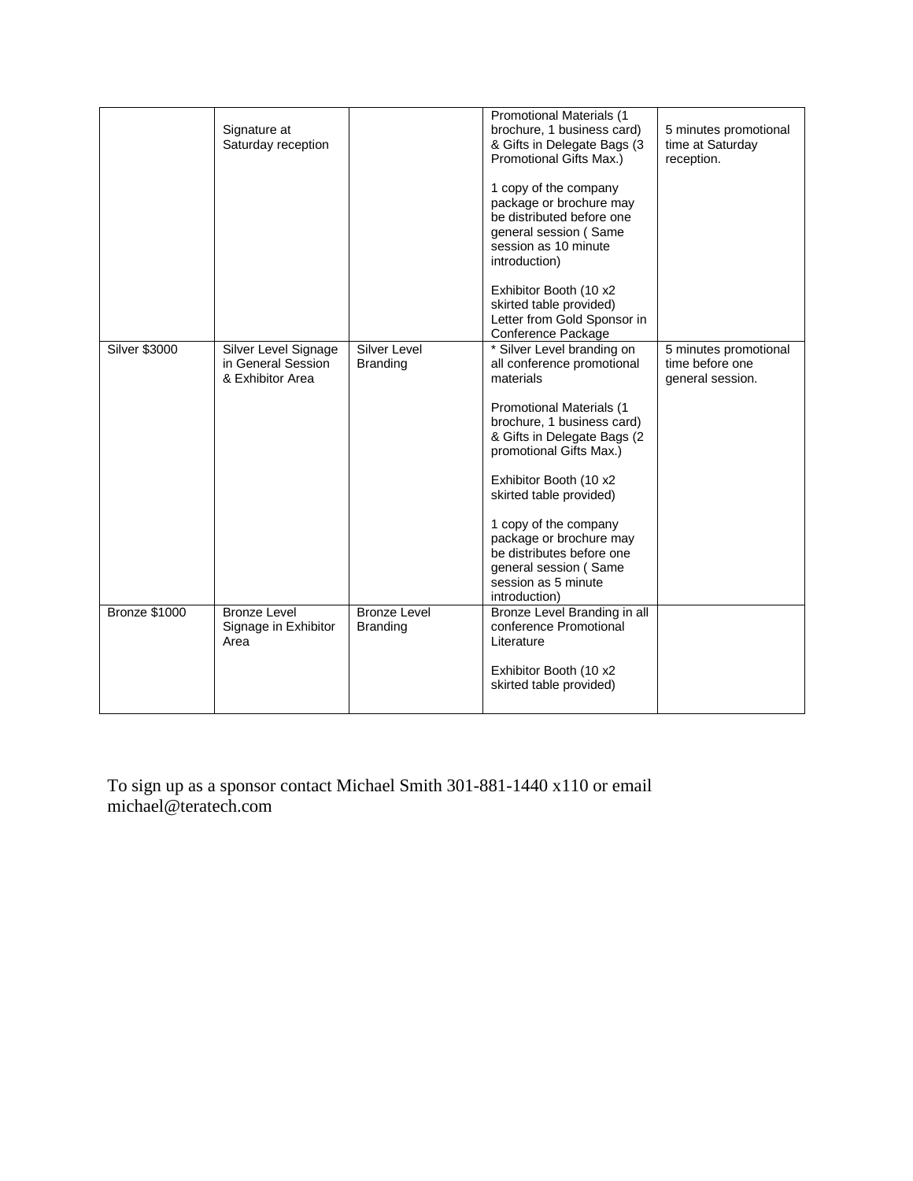| | | | | |
|---|---|---|---|---|
| | Signature at Saturday reception | | Promotional Materials (1 brochure, 1 business card) & Gifts in Delegate Bags (3 Promotional Gifts Max.)<br><br>1 copy of the company package or brochure may be distributed before one general session ( Same session as 10 minute introduction)<br><br>Exhibitor Booth (10 x2 skirted table provided) Letter from Gold Sponsor in Conference Package | 5 minutes promotional time at Saturday reception. |
| Silver $3000 | Silver Level Signage in General Session & Exhibitor Area | Silver Level Branding | * Silver Level branding on all conference promotional materials<br><br>Promotional Materials (1 brochure, 1 business card) & Gifts in Delegate Bags (2 promotional Gifts Max.)<br><br>Exhibitor Booth (10 x2 skirted table provided)<br><br>1 copy of the company package or brochure may be distributes before one general session ( Same session as 5 minute introduction) | 5 minutes promotional time before one general session. |
| Bronze $1000 | Bronze Level Signage in Exhibitor Area | Bronze Level Branding | Bronze Level Branding in all conference Promotional Literature<br><br>Exhibitor Booth (10 x2 skirted table provided) | |

To sign up as a sponsor contact Michael Smith 301-881-1440 x110 or email michael@teratech.com